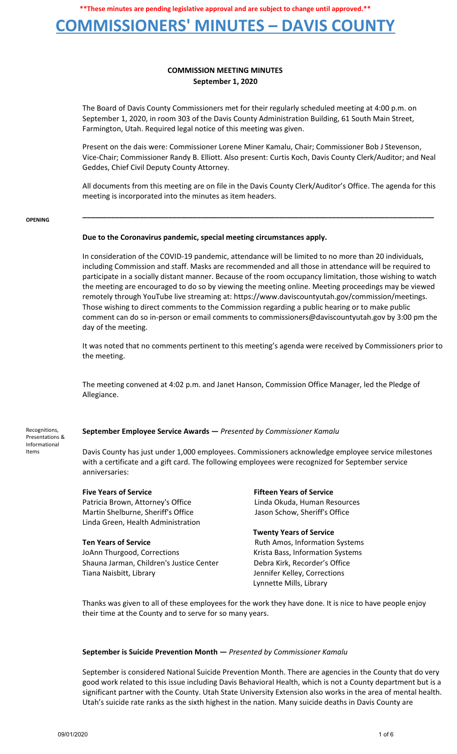**\*\*These minutes are pending legislative approval and are subject to change until approved.\*\***

# COMMISSIONERS' MINUTES – DAVIS COUNTY

## COMMISSION MEETING MINUTES
**September 1, 2020**

The Board of Davis County Commissioners met for their regularly scheduled meeting at 4:00 p.m. on September 1, 2020, in room 303 of the Davis County Administration Building, 61 South Main Street, Farmington, Utah. Required legal notice of this meeting was given.

Present on the dais were: Commissioner Lorene Miner Kamalu, Chair; Commissioner Bob J Stevenson, Vice-Chair; Commissioner Randy B. Elliott. Also present: Curtis Koch, Davis County Clerk/Auditor; and Neal Geddes, Chief Civil Deputy County Attorney.

All documents from this meeting are on file in the Davis County Clerk/Auditor's Office. The agenda for this meeting is incorporated into the minutes as item headers.

---

**OPENING**

**Due to the Coronavirus pandemic, special meeting circumstances apply.**

In consideration of the COVID-19 pandemic, attendance will be limited to no more than 20 individuals, including Commission and staff. Masks are recommended and all those in attendance will be required to participate in a socially distant manner. Because of the room occupancy limitation, those wishing to watch the meeting are encouraged to do so by viewing the meeting online. Meeting proceedings may be viewed remotely through YouTube live streaming at: https://www.daviscountyutah.gov/commission/meetings. Those wishing to direct comments to the Commission regarding a public hearing or to make public comment can do so in-person or email comments to commissioners@daviscountyutah.gov by 3:00 pm the day of the meeting.

It was noted that no comments pertinent to this meeting's agenda were received by Commissioners prior to the meeting.

The meeting convened at 4:02 p.m. and Janet Hanson, Commission Office Manager, led the Pledge of Allegiance.

**Recognitions, Presentations & Informational Items**

**September Employee Service Awards —** *Presented by Commissioner Kamalu*

Davis County has just under 1,000 employees. Commissioners acknowledge employee service milestones with a certificate and a gift card. The following employees were recognized for September service anniversaries:

**Five Years of Service**
Patricia Brown, Attorney's Office
Martin Shelburne, Sheriff's Office
Linda Green, Health Administration

**Ten Years of Service**
JoAnn Thurgood, Corrections
Shauna Jarman, Children's Justice Center
Tiana Naisbitt, Library

**Fifteen Years of Service**
Linda Okuda, Human Resources
Jason Schow, Sheriff's Office

**Twenty Years of Service**
Ruth Amos, Information Systems
Krista Bass, Information Systems
Debra Kirk, Recorder's Office
Jennifer Kelley, Corrections
Lynnette Mills, Library

Thanks was given to all of these employees for the work they have done. It is nice to have people enjoy their time at the County and to serve for so many years.

**September is Suicide Prevention Month —** *Presented by Commissioner Kamalu*

September is considered National Suicide Prevention Month. There are agencies in the County that do very good work related to this issue including Davis Behavioral Health, which is not a County department but is a significant partner with the County. Utah State University Extension also works in the area of mental health. Utah's suicide rate ranks as the sixth highest in the nation. Many suicide deaths in Davis County are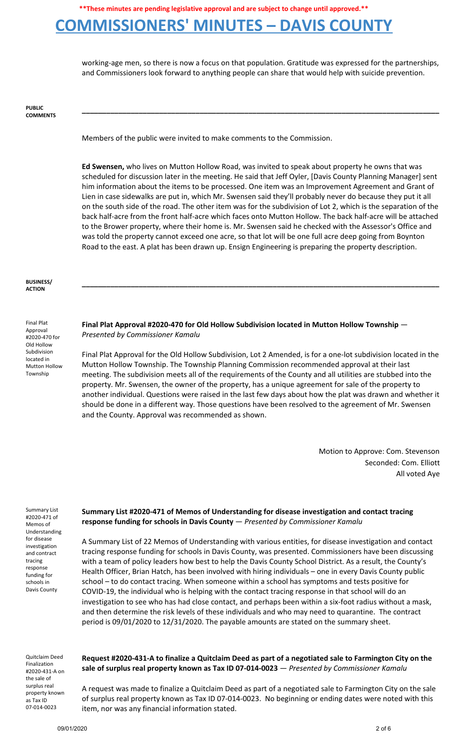working-age men, so there is now a focus on that population. Gratitude was expressed for the partnerships, and Commissioners look forward to anything people can share that would help with suicide prevention.

**PUBLIC COMMENTS**

---

Members of the public were invited to make comments to the Commission.

**Ed Swensen,** who lives on Mutton Hollow Road, was invited to speak about property he owns that was scheduled for discussion later in the meeting. He said that Jeff Oyler, [Davis County Planning Manager] sent him information about the items to be processed. One item was an Improvement Agreement and Grant of Lien in case sidewalks are put in, which Mr. Swensen said they'll probably never do because they put it all on the south side of the road. The other item was for the subdivision of Lot 2, which is the separation of the back half-acre from the front half-acre which faces onto Mutton Hollow. The back half-acre will be attached to the Brower property, where their home is. Mr. Swensen said he checked with the Assessor's Office and was told the property cannot exceed one acre, so that lot will be one full acre deep going from Boynton Road to the east. A plat has been drawn up. Ensign Engineering is preparing the property description.

**BUSINESS/ ACTION**

---

*Final Plat Approval #2020-470 for Old Hollow Subdivision located in Mutton Hollow Township*

**Final Plat Approval #2020-470 for Old Hollow Subdivision located in Mutton Hollow Township** — *Presented by Commissioner Kamalu*

Final Plat Approval for the Old Hollow Subdivision, Lot 2 Amended, is for a one-lot subdivision located in the Mutton Hollow Township. The Township Planning Commission recommended approval at their last meeting. The subdivision meets all of the requirements of the County and all utilities are stubbed into the property. Mr. Swensen, the owner of the property, has a unique agreement for sale of the property to another individual. Questions were raised in the last few days about how the plat was drawn and whether it should be done in a different way. Those questions have been resolved to the agreement of Mr. Swensen and the County. Approval was recommended as shown.

Motion to Approve: Com. Stevenson
Seconded: Com. Elliott
All voted Aye

*Summary List #2020-471 of Memos of Understanding for disease investigation and contract tracing response funding for schools in Davis County*

**Summary List #2020-471 of Memos of Understanding for disease investigation and contact tracing response funding for schools in Davis County** — *Presented by Commissioner Kamalu*

A Summary List of 22 Memos of Understanding with various entities, for disease investigation and contact tracing response funding for schools in Davis County, was presented. Commissioners have been discussing with a team of policy leaders how best to help the Davis County School District. As a result, the County's Health Officer, Brian Hatch, has been involved with hiring individuals – one in every Davis County public school – to do contact tracing. When someone within a school has symptoms and tests positive for COVID-19, the individual who is helping with the contact tracing response in that school will do an investigation to see who has had close contact, and perhaps been within a six-foot radius without a mask, and then determine the risk levels of these individuals and who may need to quarantine. The contract period is 09/01/2020 to 12/31/2020. The payable amounts are stated on the summary sheet.

*Quitclaim Deed Finalization #2020-431-A on the sale of surplus real property known as Tax ID 07-014-0023*

**Request #2020-431-A to finalize a Quitclaim Deed as part of a negotiated sale to Farmington City on the sale of surplus real property known as Tax ID 07-014-0023** — *Presented by Commissioner Kamalu*

A request was made to finalize a Quitclaim Deed as part of a negotiated sale to Farmington City on the sale of surplus real property known as Tax ID 07-014-0023. No beginning or ending dates were noted with this item, nor was any financial information stated.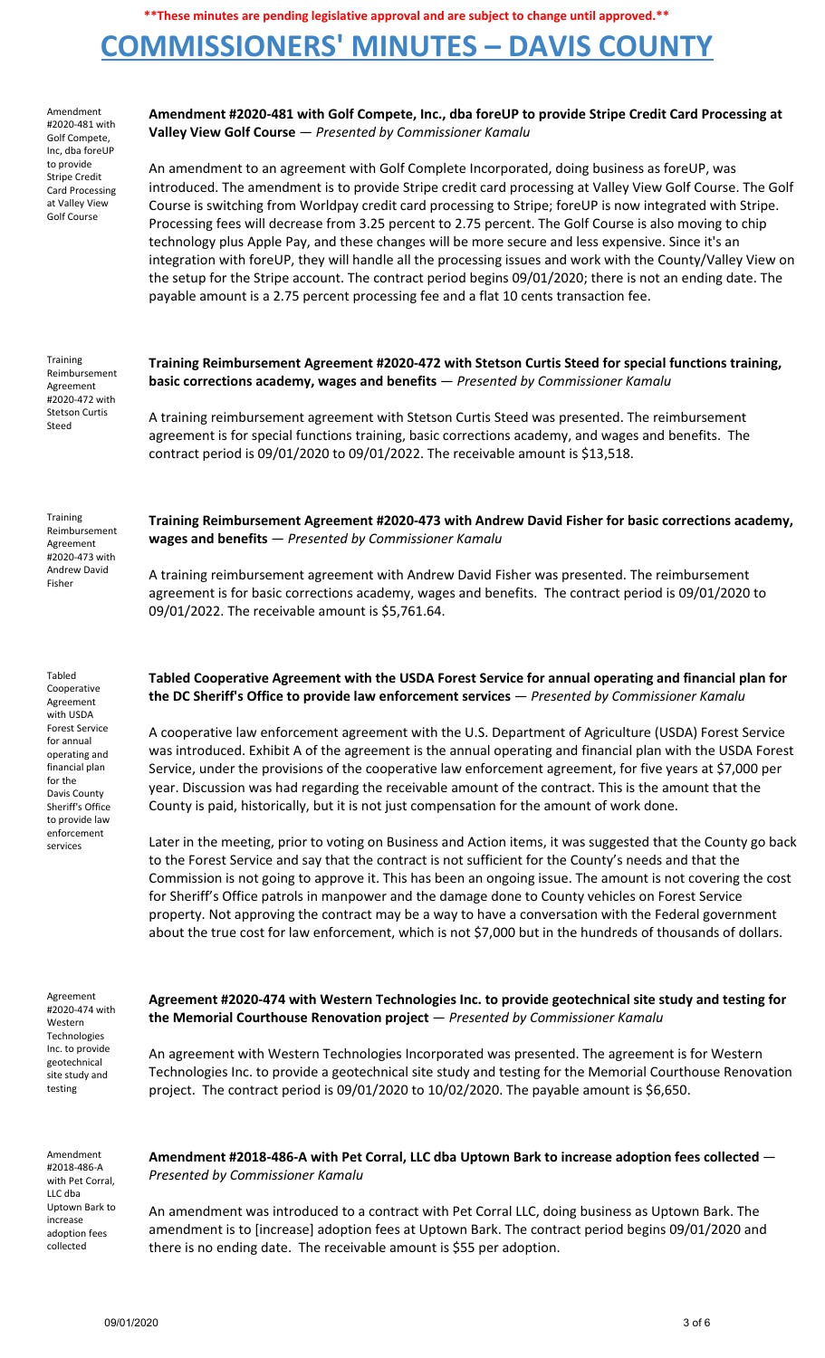**\*\*These minutes are pending legislative approval and are subject to change until approved.\*\***

# COMMISSIONERS' MINUTES – DAVIS COUNTY

Amendment #2020-481 with Golf Compete, Inc, dba foreUP to provide Stripe Credit Card Processing at Valley View Golf Course

**Amendment #2020-481 with Golf Compete, Inc., dba foreUP to provide Stripe Credit Card Processing at Valley View Golf Course** — *Presented by Commissioner Kamalu*

An amendment to an agreement with Golf Complete Incorporated, doing business as foreUP, was introduced. The amendment is to provide Stripe credit card processing at Valley View Golf Course. The Golf Course is switching from Worldpay credit card processing to Stripe; foreUP is now integrated with Stripe. Processing fees will decrease from 3.25 percent to 2.75 percent. The Golf Course is also moving to chip technology plus Apple Pay, and these changes will be more secure and less expensive. Since it's an integration with foreUP, they will handle all the processing issues and work with the County/Valley View on the setup for the Stripe account. The contract period begins 09/01/2020; there is not an ending date. The payable amount is a 2.75 percent processing fee and a flat 10 cents transaction fee.

Training Reimbursement Agreement #2020-472 with Stetson Curtis Steed

**Training Reimbursement Agreement #2020-472 with Stetson Curtis Steed for special functions training, basic corrections academy, wages and benefits** — *Presented by Commissioner Kamalu*

A training reimbursement agreement with Stetson Curtis Steed was presented. The reimbursement agreement is for special functions training, basic corrections academy, and wages and benefits. The contract period is 09/01/2020 to 09/01/2022. The receivable amount is $13,518.

Training Reimbursement Agreement #2020-473 with Andrew David Fisher

**Training Reimbursement Agreement #2020-473 with Andrew David Fisher for basic corrections academy, wages and benefits** — *Presented by Commissioner Kamalu*

A training reimbursement agreement with Andrew David Fisher was presented. The reimbursement agreement is for basic corrections academy, wages and benefits. The contract period is 09/01/2020 to 09/01/2022. The receivable amount is $5,761.64.

Tabled Cooperative Agreement with USDA Forest Service for annual operating and financial plan for the Davis County Sheriff's Office to provide law enforcement services

**Tabled Cooperative Agreement with the USDA Forest Service for annual operating and financial plan for the DC Sheriff's Office to provide law enforcement services** — *Presented by Commissioner Kamalu*

A cooperative law enforcement agreement with the U.S. Department of Agriculture (USDA) Forest Service was introduced. Exhibit A of the agreement is the annual operating and financial plan with the USDA Forest Service, under the provisions of the cooperative law enforcement agreement, for five years at $7,000 per year. Discussion was had regarding the receivable amount of the contract. This is the amount that the County is paid, historically, but it is not just compensation for the amount of work done.

Later in the meeting, prior to voting on Business and Action items, it was suggested that the County go back to the Forest Service and say that the contract is not sufficient for the County's needs and that the Commission is not going to approve it. This has been an ongoing issue. The amount is not covering the cost for Sheriff's Office patrols in manpower and the damage done to County vehicles on Forest Service property. Not approving the contract may be a way to have a conversation with the Federal government about the true cost for law enforcement, which is not $7,000 but in the hundreds of thousands of dollars.

Agreement #2020-474 with Western Technologies Inc. to provide geotechnical site study and testing

**Agreement #2020-474 with Western Technologies Inc. to provide geotechnical site study and testing for the Memorial Courthouse Renovation project** — *Presented by Commissioner Kamalu*

An agreement with Western Technologies Incorporated was presented. The agreement is for Western Technologies Inc. to provide a geotechnical site study and testing for the Memorial Courthouse Renovation project. The contract period is 09/01/2020 to 10/02/2020. The payable amount is $6,650.

Amendment #2018-486-A with Pet Corral, LLC dba Uptown Bark to increase adoption fees collected

**Amendment #2018-486-A with Pet Corral, LLC dba Uptown Bark to increase adoption fees collected** — *Presented by Commissioner Kamalu*

An amendment was introduced to a contract with Pet Corral LLC, doing business as Uptown Bark. The amendment is to [increase] adoption fees at Uptown Bark. The contract period begins 09/01/2020 and there is no ending date. The receivable amount is $55 per adoption.

09/01/2020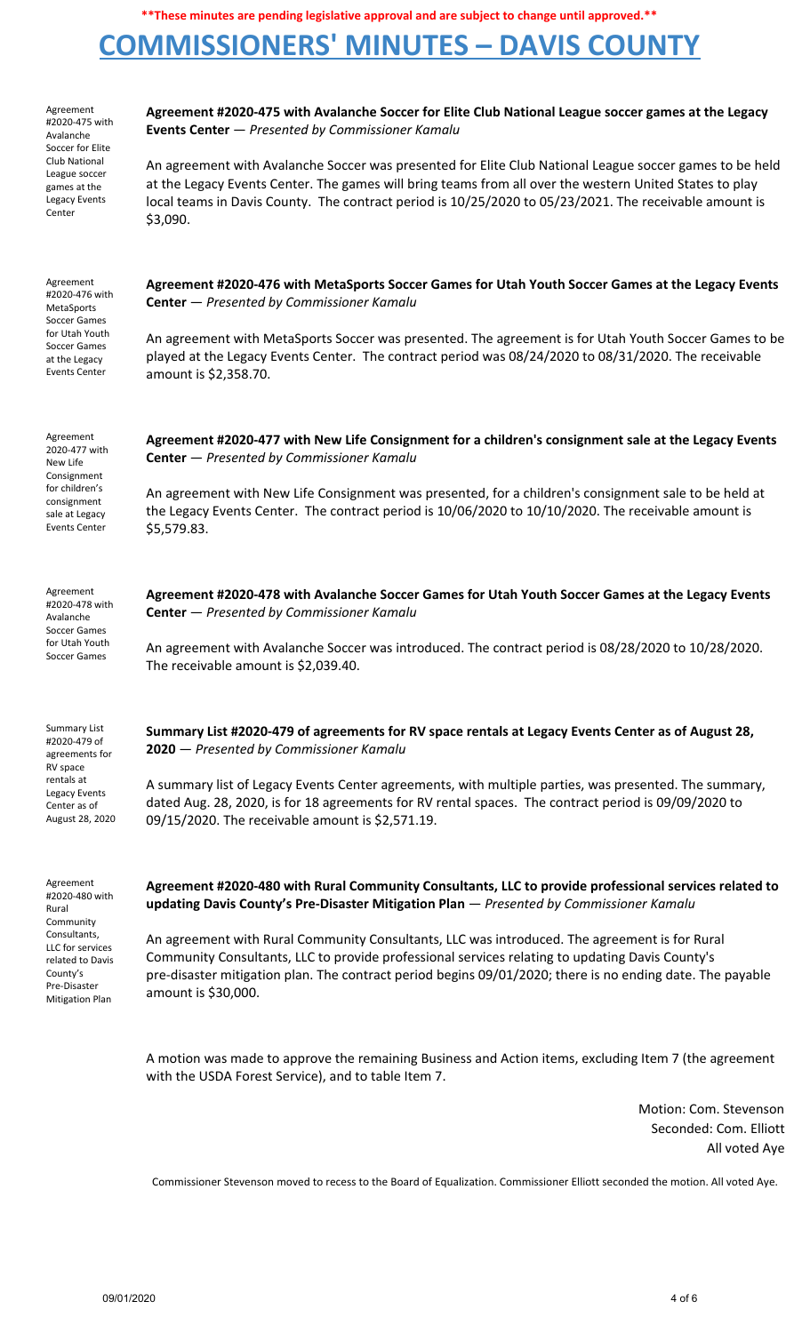**\*\*These minutes are pending legislative approval and are subject to change until approved.\*\***

# COMMISSIONERS' MINUTES – DAVIS COUNTY

Agreement #2020-475 with Avalanche Soccer for Elite Club National League soccer games at the Legacy Events Center

**Agreement #2020-475 with Avalanche Soccer for Elite Club National League soccer games at the Legacy Events Center** — *Presented by Commissioner Kamalu*

An agreement with Avalanche Soccer was presented for Elite Club National League soccer games to be held at the Legacy Events Center. The games will bring teams from all over the western United States to play local teams in Davis County. The contract period is 10/25/2020 to 05/23/2021. The receivable amount is $3,090.

Agreement #2020-476 with MetaSports Soccer Games for Utah Youth Soccer Games at the Legacy Events Center

**Agreement #2020-476 with MetaSports Soccer Games for Utah Youth Soccer Games at the Legacy Events Center** — *Presented by Commissioner Kamalu*

An agreement with MetaSports Soccer was presented. The agreement is for Utah Youth Soccer Games to be played at the Legacy Events Center. The contract period was 08/24/2020 to 08/31/2020. The receivable amount is $2,358.70.

Agreement 2020-477 with New Life Consignment for children's consignment sale at Legacy Events Center

**Agreement #2020-477 with New Life Consignment for a children's consignment sale at the Legacy Events Center** — *Presented by Commissioner Kamalu*

An agreement with New Life Consignment was presented, for a children's consignment sale to be held at the Legacy Events Center. The contract period is 10/06/2020 to 10/10/2020. The receivable amount is $5,579.83.

Agreement #2020-478 with Avalanche Soccer Games for Utah Youth Soccer Games

**Agreement #2020-478 with Avalanche Soccer Games for Utah Youth Soccer Games at the Legacy Events Center** — *Presented by Commissioner Kamalu*

An agreement with Avalanche Soccer was introduced. The contract period is 08/28/2020 to 10/28/2020. The receivable amount is $2,039.40.

Summary List #2020-479 of agreements for RV space rentals at Legacy Events Center as of August 28, 2020

**Summary List #2020-479 of agreements for RV space rentals at Legacy Events Center as of August 28, 2020** — *Presented by Commissioner Kamalu*

A summary list of Legacy Events Center agreements, with multiple parties, was presented. The summary, dated Aug. 28, 2020, is for 18 agreements for RV rental spaces. The contract period is 09/09/2020 to 09/15/2020. The receivable amount is $2,571.19.

Agreement #2020-480 with Rural Community Consultants, LLC for services related to Davis County's Pre-Disaster Mitigation Plan

**Agreement #2020-480 with Rural Community Consultants, LLC to provide professional services related to updating Davis County's Pre-Disaster Mitigation Plan** — *Presented by Commissioner Kamalu*

An agreement with Rural Community Consultants, LLC was introduced. The agreement is for Rural Community Consultants, LLC to provide professional services relating to updating Davis County's pre-disaster mitigation plan. The contract period begins 09/01/2020; there is no ending date. The payable amount is $30,000.

A motion was made to approve the remaining Business and Action items, excluding Item 7 (the agreement with the USDA Forest Service), and to table Item 7.

Motion: Com. Stevenson
Seconded: Com. Elliott
All voted Aye

Commissioner Stevenson moved to recess to the Board of Equalization. Commissioner Elliott seconded the motion. All voted Aye.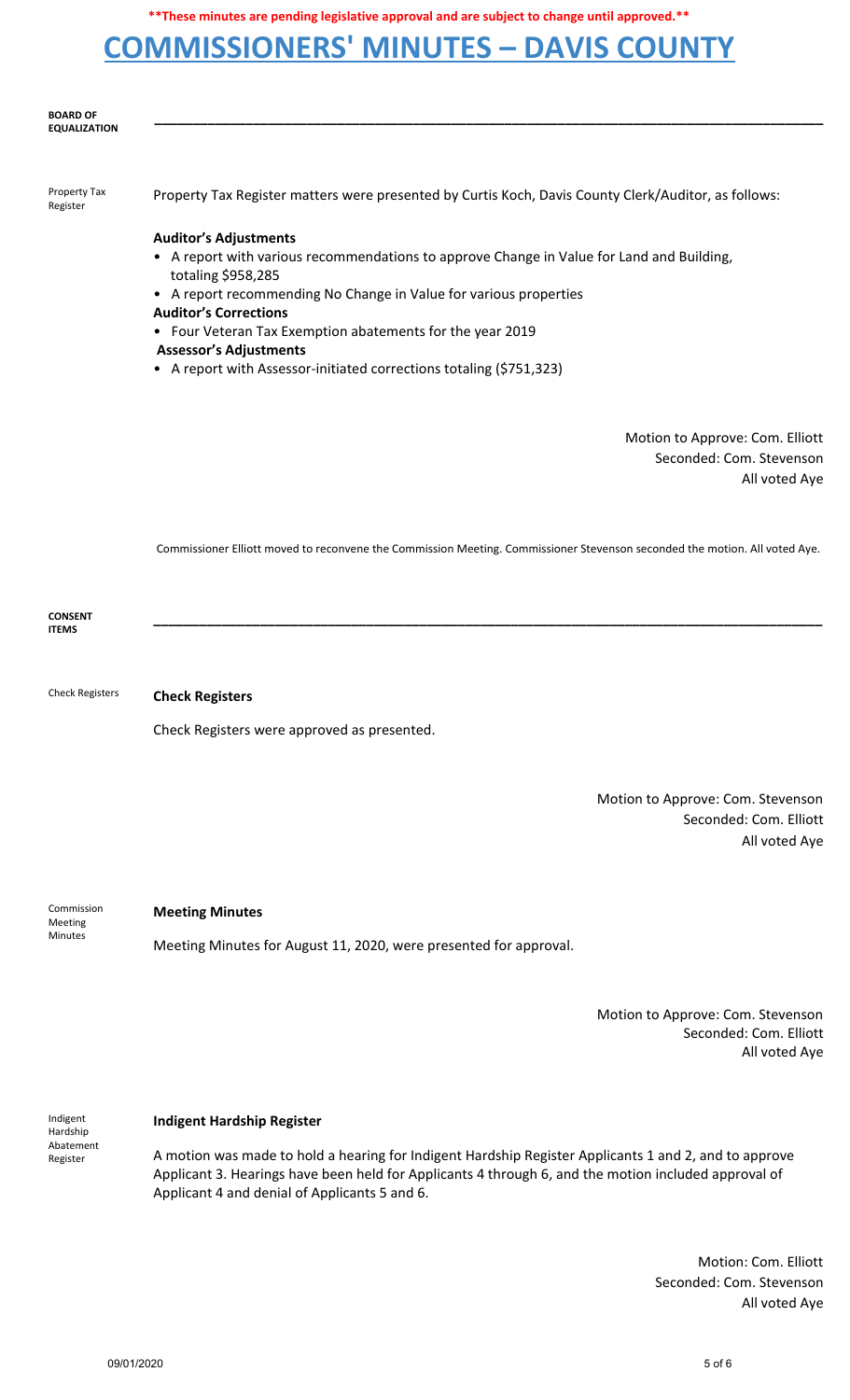**These minutes are pending legislative approval and are subject to change until approved.**

# COMMISSIONERS' MINUTES – DAVIS COUNTY

**BOARD OF EQUALIZATION**

---

Property Tax Register

Property Tax Register matters were presented by Curtis Koch, Davis County Clerk/Auditor, as follows:

**Auditor's Adjustments**
- A report with various recommendations to approve Change in Value for Land and Building, totaling $958,285
- A report recommending No Change in Value for various properties

**Auditor's Corrections**
- Four Veteran Tax Exemption abatements for the year 2019

**Assessor's Adjustments**
- A report with Assessor-initiated corrections totaling ($751,323)

Motion to Approve: Com. Elliott
Seconded: Com. Stevenson
All voted Aye

Commissioner Elliott moved to reconvene the Commission Meeting. Commissioner Stevenson seconded the motion. All voted Aye.

**CONSENT ITEMS**

---

Check Registers

**Check Registers**

Check Registers were approved as presented.

Motion to Approve: Com. Stevenson
Seconded: Com. Elliott
All voted Aye

Commission Meeting Minutes

**Meeting Minutes**

Meeting Minutes for August 11, 2020, were presented for approval.

Motion to Approve: Com. Stevenson
Seconded: Com. Elliott
All voted Aye

Indigent Hardship Abatement Register

**Indigent Hardship Register**

A motion was made to hold a hearing for Indigent Hardship Register Applicants 1 and 2, and to approve Applicant 3. Hearings have been held for Applicants 4 through 6, and the motion included approval of Applicant 4 and denial of Applicants 5 and 6.

Motion: Com. Elliott
Seconded: Com. Stevenson
All voted Aye

09/01/2020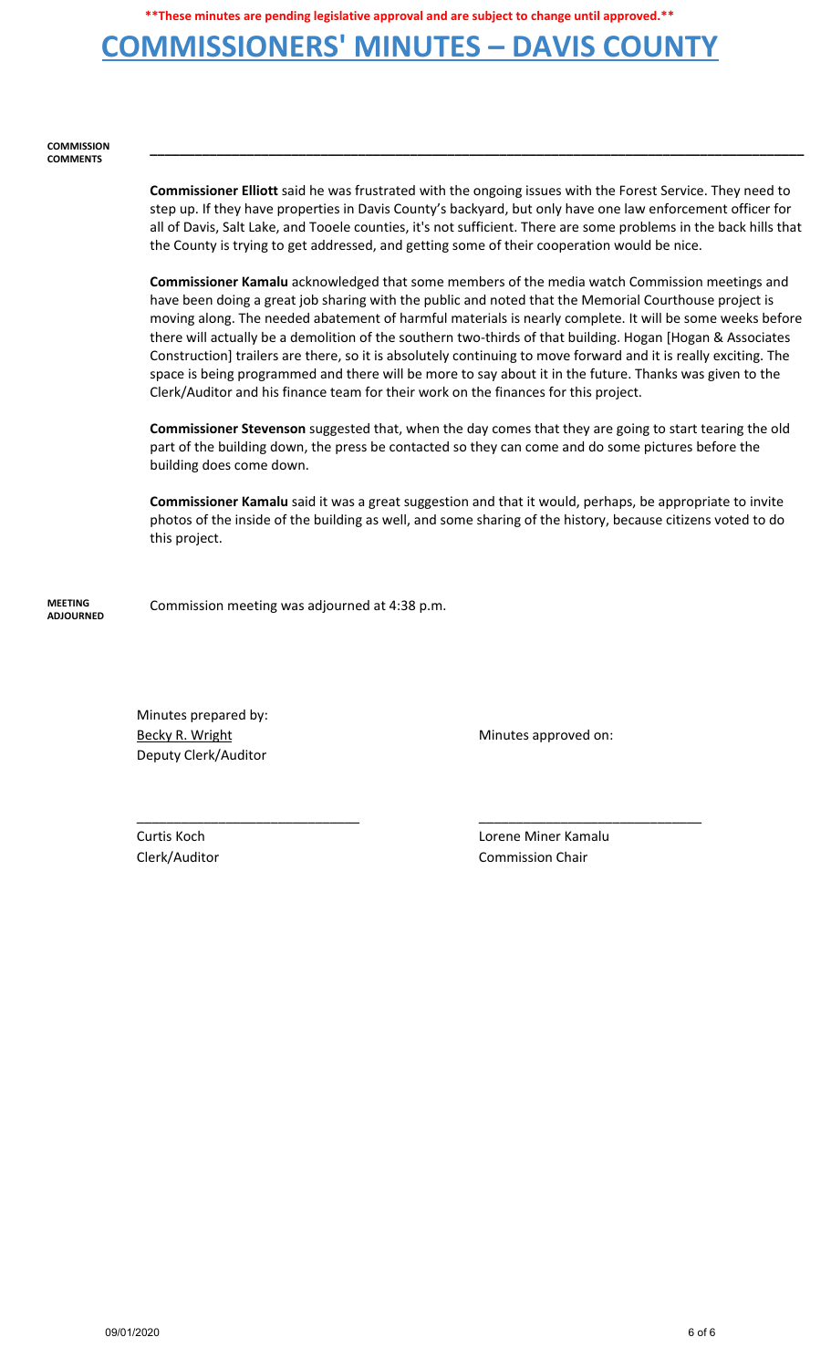**\*\*These minutes are pending legislative approval and are subject to change until approved.\*\***

# COMMISSIONERS' MINUTES – DAVIS COUNTY

**COMMISSION COMMENTS**

**Commissioner Elliott** said he was frustrated with the ongoing issues with the Forest Service. They need to step up. If they have properties in Davis County's backyard, but only have one law enforcement officer for all of Davis, Salt Lake, and Tooele counties, it's not sufficient. There are some problems in the back hills that the County is trying to get addressed, and getting some of their cooperation would be nice.

**Commissioner Kamalu** acknowledged that some members of the media watch Commission meetings and have been doing a great job sharing with the public and noted that the Memorial Courthouse project is moving along. The needed abatement of harmful materials is nearly complete. It will be some weeks before there will actually be a demolition of the southern two-thirds of that building. Hogan [Hogan & Associates Construction] trailers are there, so it is absolutely continuing to move forward and it is really exciting. The space is being programmed and there will be more to say about it in the future. Thanks was given to the Clerk/Auditor and his finance team for their work on the finances for this project.

**Commissioner Stevenson** suggested that, when the day comes that they are going to start tearing the old part of the building down, the press be contacted so they can come and do some pictures before the building does come down.

**Commissioner Kamalu** said it was a great suggestion and that it would, perhaps, be appropriate to invite photos of the inside of the building as well, and some sharing of the history, because citizens voted to do this project.

**MEETING ADJOURNED**

Commission meeting was adjourned at 4:38 p.m.

Minutes prepared by:
Becky R. Wright
Deputy Clerk/Auditor

Minutes approved on:

_______________________________
Curtis Koch
Clerk/Auditor

_______________________________
Lorene Miner Kamalu
Commission Chair

09/01/2020